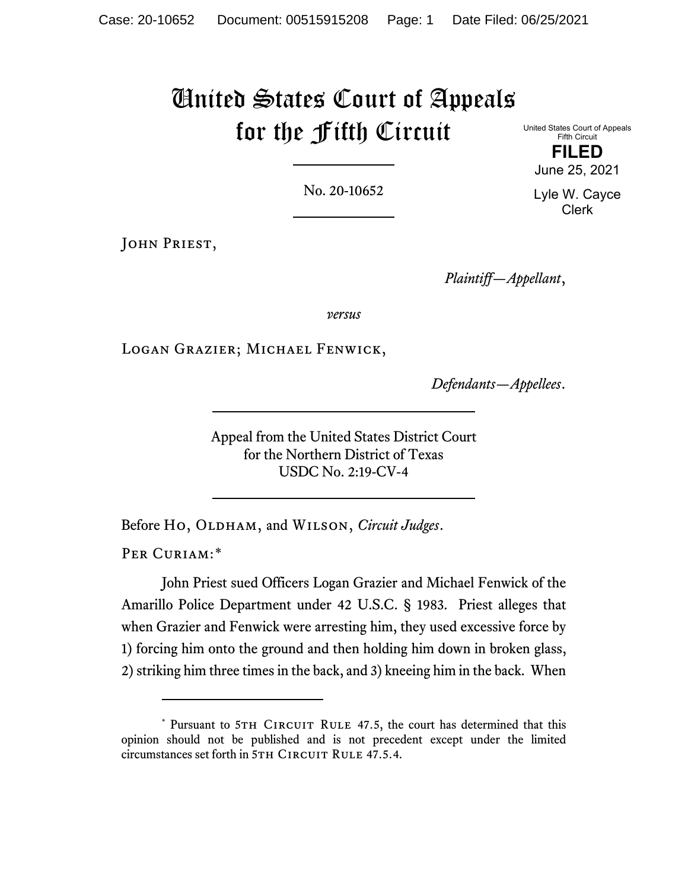# United States Court of Appeals for the Fifth Circuit

United States Court of Appeals
Fifth Circuit

**FILED**

June 25, 2021

Lyle W. Cayce
Clerk

No. 20-10652

John Priest,

*Plaintiff—Appellant*,

*versus*

Logan Grazier; Michael Fenwick,

*Defendants—Appellees*.

Appeal from the United States District Court
for the Northern District of Texas
USDC No. 2:19-CV-4

Before Ho, Oldham, and Wilson, *Circuit Judges*.

Per Curiam:*

John Priest sued Officers Logan Grazier and Michael Fenwick of the Amarillo Police Department under 42 U.S.C. § 1983. Priest alleges that when Grazier and Fenwick were arresting him, they used excessive force by 1) forcing him onto the ground and then holding him down in broken glass, 2) striking him three times in the back, and 3) kneeing him in the back. When

---

* Pursuant to 5th Circuit Rule 47.5, the court has determined that this opinion should not be published and is not precedent except under the limited circumstances set forth in 5th Circuit Rule 47.5.4.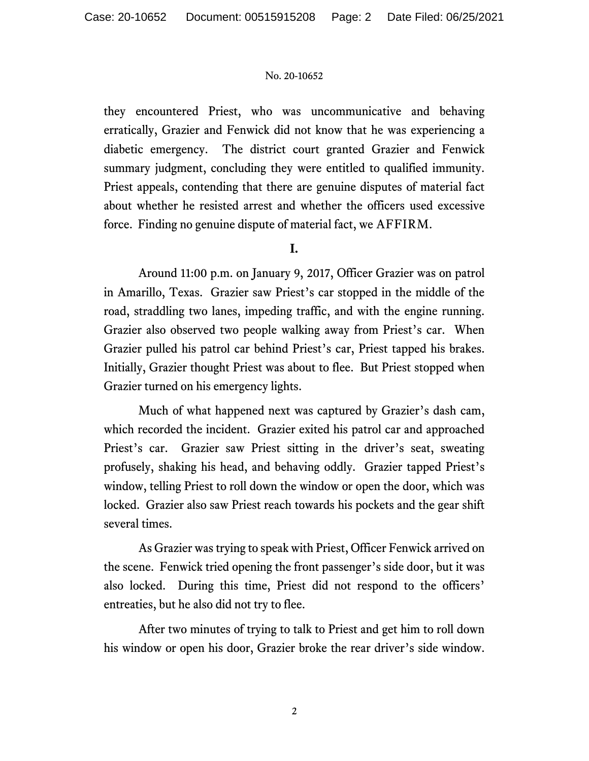they encountered Priest, who was uncommunicative and behaving erratically, Grazier and Fenwick did not know that he was experiencing a diabetic emergency. The district court granted Grazier and Fenwick summary judgment, concluding they were entitled to qualified immunity. Priest appeals, contending that there are genuine disputes of material fact about whether he resisted arrest and whether the officers used excessive force. Finding no genuine dispute of material fact, we AFFIRM.

**I.**

Around 11:00 p.m. on January 9, 2017, Officer Grazier was on patrol in Amarillo, Texas. Grazier saw Priest's car stopped in the middle of the road, straddling two lanes, impeding traffic, and with the engine running. Grazier also observed two people walking away from Priest's car. When Grazier pulled his patrol car behind Priest's car, Priest tapped his brakes. Initially, Grazier thought Priest was about to flee. But Priest stopped when Grazier turned on his emergency lights.

Much of what happened next was captured by Grazier's dash cam, which recorded the incident. Grazier exited his patrol car and approached Priest's car. Grazier saw Priest sitting in the driver's seat, sweating profusely, shaking his head, and behaving oddly. Grazier tapped Priest's window, telling Priest to roll down the window or open the door, which was locked. Grazier also saw Priest reach towards his pockets and the gear shift several times.

As Grazier was trying to speak with Priest, Officer Fenwick arrived on the scene. Fenwick tried opening the front passenger's side door, but it was also locked. During this time, Priest did not respond to the officers' entreaties, but he also did not try to flee.

After two minutes of trying to talk to Priest and get him to roll down his window or open his door, Grazier broke the rear driver's side window.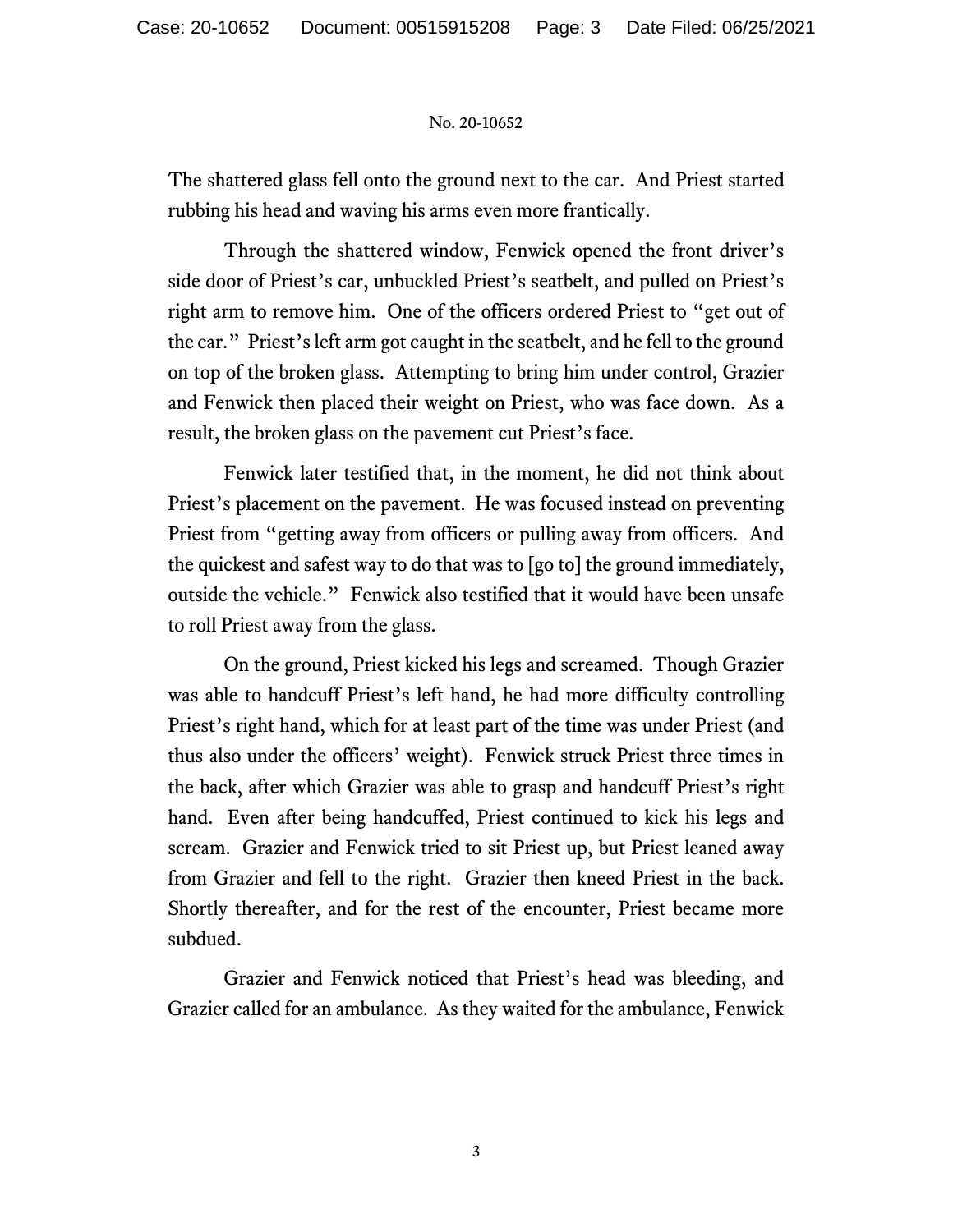The shattered glass fell onto the ground next to the car. And Priest started rubbing his head and waving his arms even more frantically.

Through the shattered window, Fenwick opened the front driver's side door of Priest's car, unbuckled Priest's seatbelt, and pulled on Priest's right arm to remove him. One of the officers ordered Priest to "get out of the car." Priest's left arm got caught in the seatbelt, and he fell to the ground on top of the broken glass. Attempting to bring him under control, Grazier and Fenwick then placed their weight on Priest, who was face down. As a result, the broken glass on the pavement cut Priest's face.

Fenwick later testified that, in the moment, he did not think about Priest's placement on the pavement. He was focused instead on preventing Priest from "getting away from officers or pulling away from officers. And the quickest and safest way to do that was to [go to] the ground immediately, outside the vehicle." Fenwick also testified that it would have been unsafe to roll Priest away from the glass.

On the ground, Priest kicked his legs and screamed. Though Grazier was able to handcuff Priest's left hand, he had more difficulty controlling Priest's right hand, which for at least part of the time was under Priest (and thus also under the officers' weight). Fenwick struck Priest three times in the back, after which Grazier was able to grasp and handcuff Priest's right hand. Even after being handcuffed, Priest continued to kick his legs and scream. Grazier and Fenwick tried to sit Priest up, but Priest leaned away from Grazier and fell to the right. Grazier then kneed Priest in the back. Shortly thereafter, and for the rest of the encounter, Priest became more subdued.

Grazier and Fenwick noticed that Priest's head was bleeding, and Grazier called for an ambulance. As they waited for the ambulance, Fenwick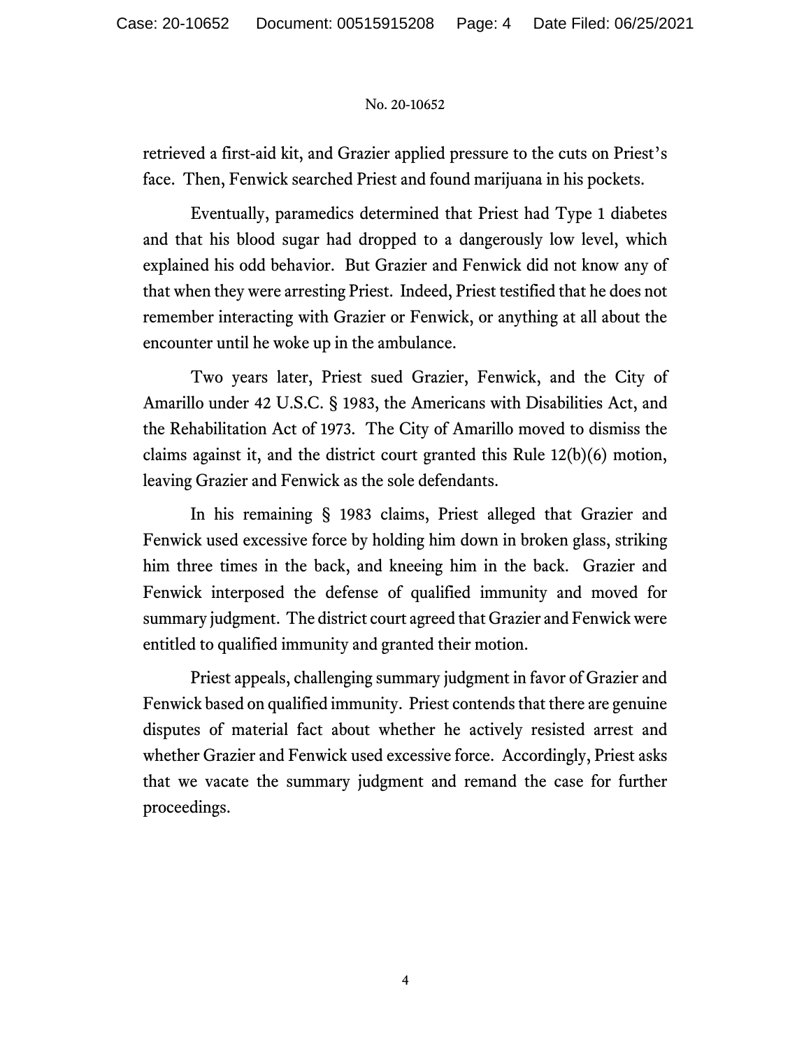retrieved a first-aid kit, and Grazier applied pressure to the cuts on Priest's face. Then, Fenwick searched Priest and found marijuana in his pockets.

Eventually, paramedics determined that Priest had Type 1 diabetes and that his blood sugar had dropped to a dangerously low level, which explained his odd behavior. But Grazier and Fenwick did not know any of that when they were arresting Priest. Indeed, Priest testified that he does not remember interacting with Grazier or Fenwick, or anything at all about the encounter until he woke up in the ambulance.

Two years later, Priest sued Grazier, Fenwick, and the City of Amarillo under 42 U.S.C. § 1983, the Americans with Disabilities Act, and the Rehabilitation Act of 1973. The City of Amarillo moved to dismiss the claims against it, and the district court granted this Rule 12(b)(6) motion, leaving Grazier and Fenwick as the sole defendants.

In his remaining § 1983 claims, Priest alleged that Grazier and Fenwick used excessive force by holding him down in broken glass, striking him three times in the back, and kneeing him in the back. Grazier and Fenwick interposed the defense of qualified immunity and moved for summary judgment. The district court agreed that Grazier and Fenwick were entitled to qualified immunity and granted their motion.

Priest appeals, challenging summary judgment in favor of Grazier and Fenwick based on qualified immunity. Priest contends that there are genuine disputes of material fact about whether he actively resisted arrest and whether Grazier and Fenwick used excessive force. Accordingly, Priest asks that we vacate the summary judgment and remand the case for further proceedings.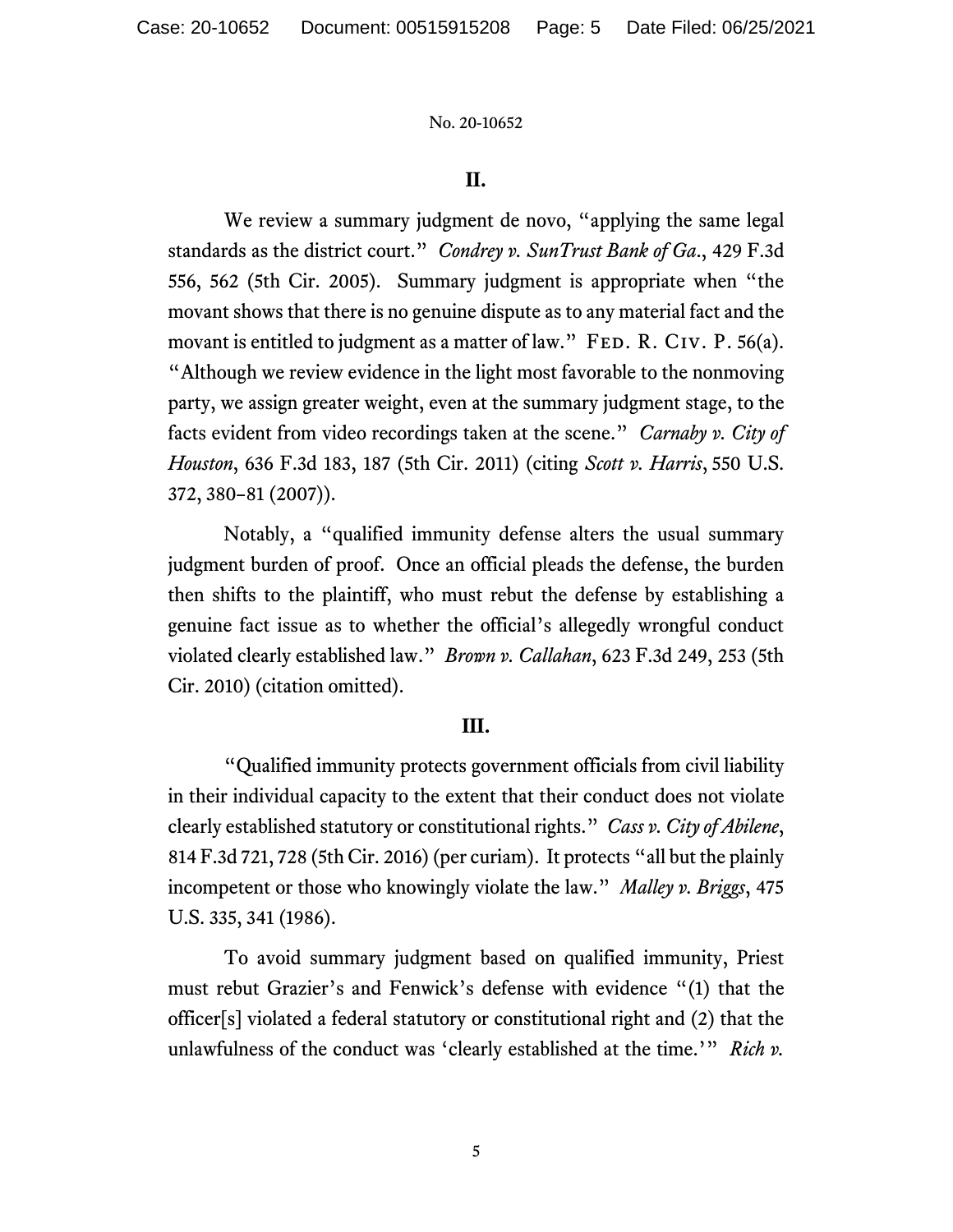## II.

We review a summary judgment de novo, "applying the same legal standards as the district court." *Condrey v. SunTrust Bank of Ga.*, 429 F.3d 556, 562 (5th Cir. 2005). Summary judgment is appropriate when "the movant shows that there is no genuine dispute as to any material fact and the movant is entitled to judgment as a matter of law." Fed. R. Civ. P. 56(a). "Although we review evidence in the light most favorable to the nonmoving party, we assign greater weight, even at the summary judgment stage, to the facts evident from video recordings taken at the scene." *Carnaby v. City of Houston*, 636 F.3d 183, 187 (5th Cir. 2011) (citing *Scott v. Harris*, 550 U.S. 372, 380–81 (2007)).

Notably, a "qualified immunity defense alters the usual summary judgment burden of proof. Once an official pleads the defense, the burden then shifts to the plaintiff, who must rebut the defense by establishing a genuine fact issue as to whether the official's allegedly wrongful conduct violated clearly established law." *Brown v. Callahan*, 623 F.3d 249, 253 (5th Cir. 2010) (citation omitted).

## III.

"Qualified immunity protects government officials from civil liability in their individual capacity to the extent that their conduct does not violate clearly established statutory or constitutional rights." *Cass v. City of Abilene*, 814 F.3d 721, 728 (5th Cir. 2016) (per curiam). It protects "all but the plainly incompetent or those who knowingly violate the law." *Malley v. Briggs*, 475 U.S. 335, 341 (1986).

To avoid summary judgment based on qualified immunity, Priest must rebut Grazier's and Fenwick's defense with evidence "(1) that the officer[s] violated a federal statutory or constitutional right and (2) that the unlawfulness of the conduct was 'clearly established at the time.'" *Rich v.*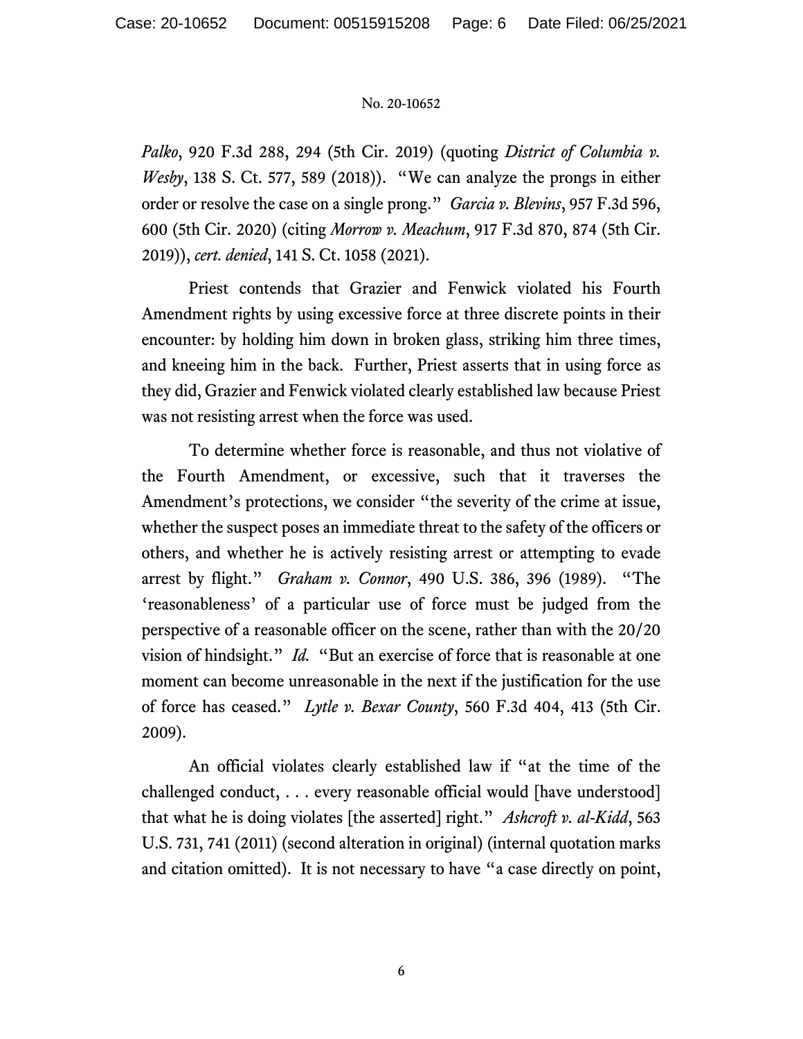*Palko*, 920 F.3d 288, 294 (5th Cir. 2019) (quoting *District of Columbia v. Wesby*, 138 S. Ct. 577, 589 (2018)). "We can analyze the prongs in either order or resolve the case on a single prong." *Garcia v. Blevins*, 957 F.3d 596, 600 (5th Cir. 2020) (citing *Morrow v. Meachum*, 917 F.3d 870, 874 (5th Cir. 2019)), *cert. denied*, 141 S. Ct. 1058 (2021).

Priest contends that Grazier and Fenwick violated his Fourth Amendment rights by using excessive force at three discrete points in their encounter: by holding him down in broken glass, striking him three times, and kneeing him in the back. Further, Priest asserts that in using force as they did, Grazier and Fenwick violated clearly established law because Priest was not resisting arrest when the force was used.

To determine whether force is reasonable, and thus not violative of the Fourth Amendment, or excessive, such that it traverses the Amendment's protections, we consider "the severity of the crime at issue, whether the suspect poses an immediate threat to the safety of the officers or others, and whether he is actively resisting arrest or attempting to evade arrest by flight." *Graham v. Connor*, 490 U.S. 386, 396 (1989). "The 'reasonableness' of a particular use of force must be judged from the perspective of a reasonable officer on the scene, rather than with the 20/20 vision of hindsight." *Id.* "But an exercise of force that is reasonable at one moment can become unreasonable in the next if the justification for the use of force has ceased." *Lytle v. Bexar County*, 560 F.3d 404, 413 (5th Cir. 2009).

An official violates clearly established law if "at the time of the challenged conduct, . . . every reasonable official would [have understood] that what he is doing violates [the asserted] right." *Ashcroft v. al-Kidd*, 563 U.S. 731, 741 (2011) (second alteration in original) (internal quotation marks and citation omitted). It is not necessary to have "a case directly on point,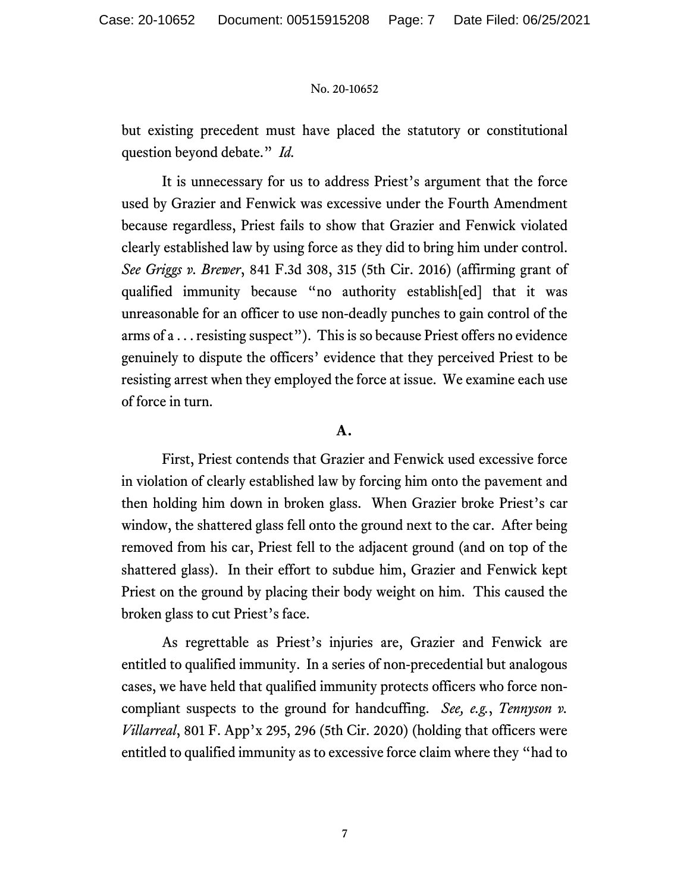but existing precedent must have placed the statutory or constitutional question beyond debate." *Id.*

It is unnecessary for us to address Priest's argument that the force used by Grazier and Fenwick was excessive under the Fourth Amendment because regardless, Priest fails to show that Grazier and Fenwick violated clearly established law by using force as they did to bring him under control. *See Griggs v. Brewer*, 841 F.3d 308, 315 (5th Cir. 2016) (affirming grant of qualified immunity because "no authority establish[ed] that it was unreasonable for an officer to use non-deadly punches to gain control of the arms of a . . . resisting suspect"). This is so because Priest offers no evidence genuinely to dispute the officers' evidence that they perceived Priest to be resisting arrest when they employed the force at issue. We examine each use of force in turn.

## A.

First, Priest contends that Grazier and Fenwick used excessive force in violation of clearly established law by forcing him onto the pavement and then holding him down in broken glass. When Grazier broke Priest's car window, the shattered glass fell onto the ground next to the car. After being removed from his car, Priest fell to the adjacent ground (and on top of the shattered glass). In their effort to subdue him, Grazier and Fenwick kept Priest on the ground by placing their body weight on him. This caused the broken glass to cut Priest's face.

As regrettable as Priest's injuries are, Grazier and Fenwick are entitled to qualified immunity. In a series of non-precedential but analogous cases, we have held that qualified immunity protects officers who force non-compliant suspects to the ground for handcuffing. *See, e.g.*, *Tennyson v. Villarreal*, 801 F. App'x 295, 296 (5th Cir. 2020) (holding that officers were entitled to qualified immunity as to excessive force claim where they "had to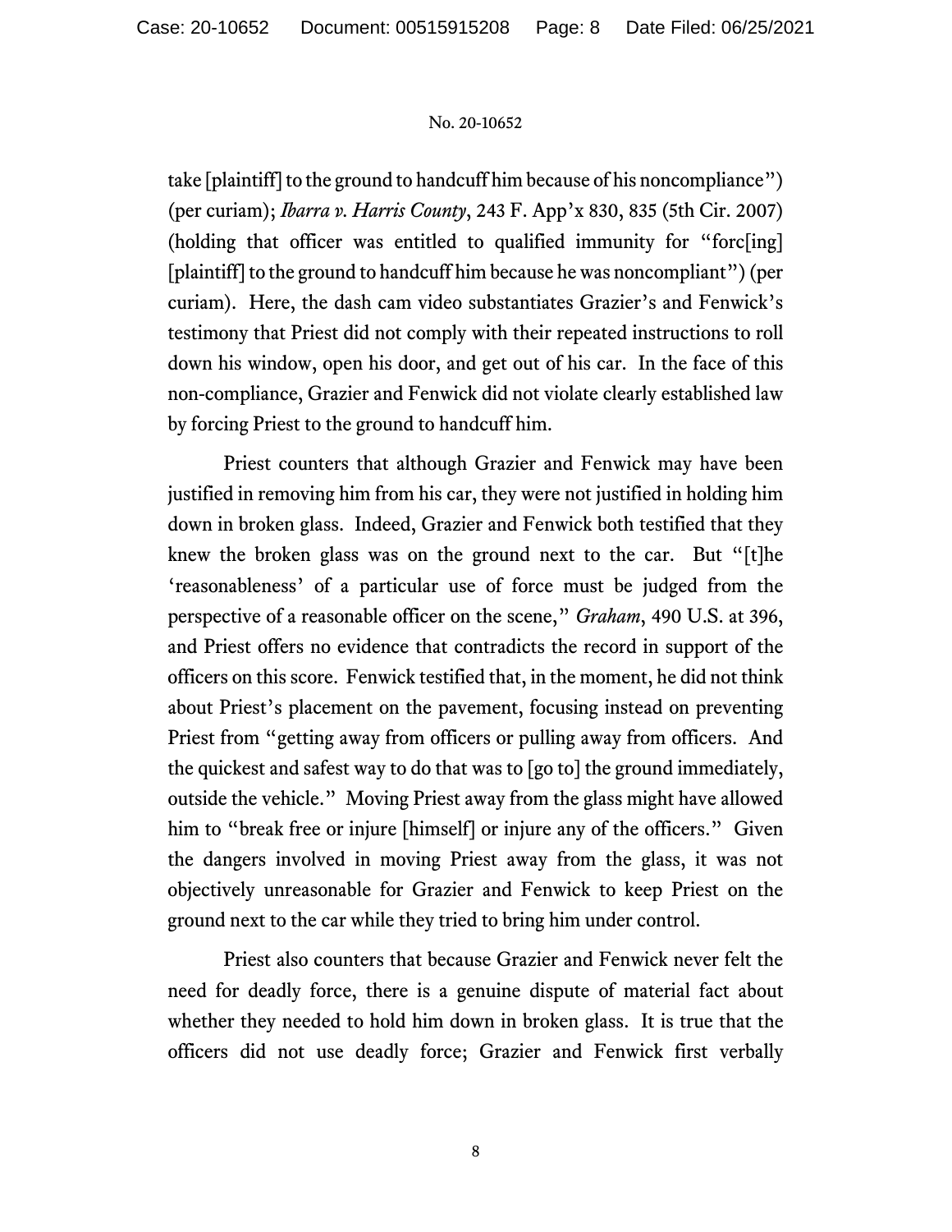take [plaintiff] to the ground to handcuff him because of his noncompliance") (per curiam); *Ibarra v. Harris County*, 243 F. App'x 830, 835 (5th Cir. 2007) (holding that officer was entitled to qualified immunity for "forc[ing] [plaintiff] to the ground to handcuff him because he was noncompliant") (per curiam). Here, the dash cam video substantiates Grazier's and Fenwick's testimony that Priest did not comply with their repeated instructions to roll down his window, open his door, and get out of his car. In the face of this non-compliance, Grazier and Fenwick did not violate clearly established law by forcing Priest to the ground to handcuff him.

Priest counters that although Grazier and Fenwick may have been justified in removing him from his car, they were not justified in holding him down in broken glass. Indeed, Grazier and Fenwick both testified that they knew the broken glass was on the ground next to the car. But "[t]he 'reasonableness' of a particular use of force must be judged from the perspective of a reasonable officer on the scene," *Graham*, 490 U.S. at 396, and Priest offers no evidence that contradicts the record in support of the officers on this score. Fenwick testified that, in the moment, he did not think about Priest's placement on the pavement, focusing instead on preventing Priest from "getting away from officers or pulling away from officers. And the quickest and safest way to do that was to [go to] the ground immediately, outside the vehicle." Moving Priest away from the glass might have allowed him to "break free or injure [himself] or injure any of the officers." Given the dangers involved in moving Priest away from the glass, it was not objectively unreasonable for Grazier and Fenwick to keep Priest on the ground next to the car while they tried to bring him under control.

Priest also counters that because Grazier and Fenwick never felt the need for deadly force, there is a genuine dispute of material fact about whether they needed to hold him down in broken glass. It is true that the officers did not use deadly force; Grazier and Fenwick first verbally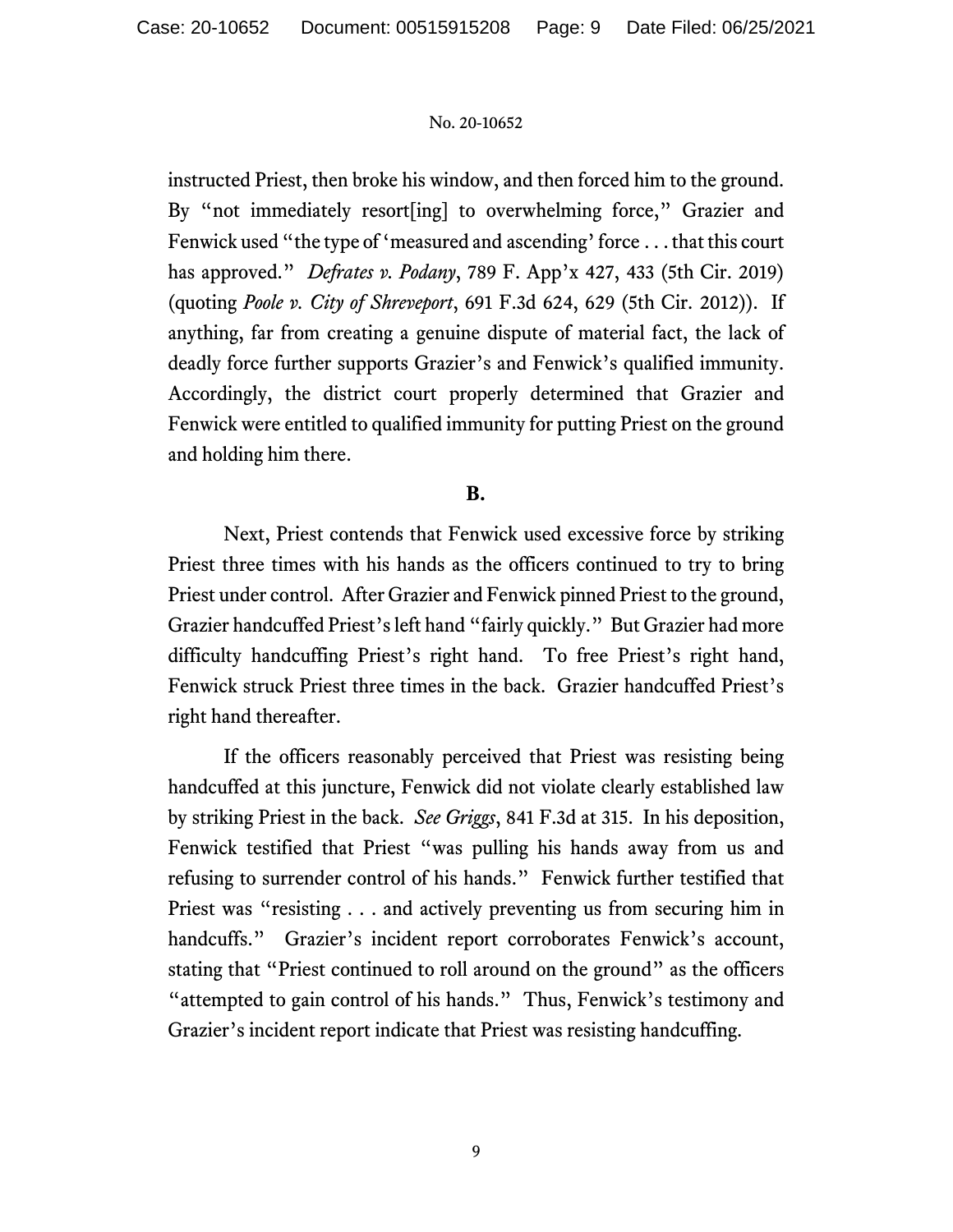instructed Priest, then broke his window, and then forced him to the ground. By "not immediately resort[ing] to overwhelming force," Grazier and Fenwick used "the type of 'measured and ascending' force . . . that this court has approved." *Defrates v. Podany*, 789 F. App'x 427, 433 (5th Cir. 2019) (quoting *Poole v. City of Shreveport*, 691 F.3d 624, 629 (5th Cir. 2012)). If anything, far from creating a genuine dispute of material fact, the lack of deadly force further supports Grazier's and Fenwick's qualified immunity. Accordingly, the district court properly determined that Grazier and Fenwick were entitled to qualified immunity for putting Priest on the ground and holding him there.

### B.

Next, Priest contends that Fenwick used excessive force by striking Priest three times with his hands as the officers continued to try to bring Priest under control. After Grazier and Fenwick pinned Priest to the ground, Grazier handcuffed Priest's left hand "fairly quickly." But Grazier had more difficulty handcuffing Priest's right hand. To free Priest's right hand, Fenwick struck Priest three times in the back. Grazier handcuffed Priest's right hand thereafter.

If the officers reasonably perceived that Priest was resisting being handcuffed at this juncture, Fenwick did not violate clearly established law by striking Priest in the back. *See Griggs*, 841 F.3d at 315. In his deposition, Fenwick testified that Priest "was pulling his hands away from us and refusing to surrender control of his hands." Fenwick further testified that Priest was "resisting . . . and actively preventing us from securing him in handcuffs." Grazier's incident report corroborates Fenwick's account, stating that "Priest continued to roll around on the ground" as the officers "attempted to gain control of his hands." Thus, Fenwick's testimony and Grazier's incident report indicate that Priest was resisting handcuffing.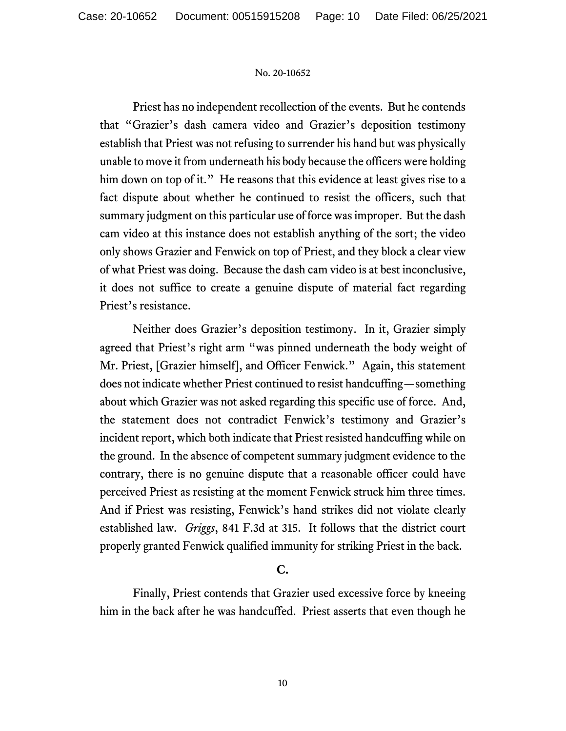Priest has no independent recollection of the events. But he contends that "Grazier's dash camera video and Grazier's deposition testimony establish that Priest was not refusing to surrender his hand but was physically unable to move it from underneath his body because the officers were holding him down on top of it." He reasons that this evidence at least gives rise to a fact dispute about whether he continued to resist the officers, such that summary judgment on this particular use of force was improper. But the dash cam video at this instance does not establish anything of the sort; the video only shows Grazier and Fenwick on top of Priest, and they block a clear view of what Priest was doing. Because the dash cam video is at best inconclusive, it does not suffice to create a genuine dispute of material fact regarding Priest's resistance.

Neither does Grazier's deposition testimony. In it, Grazier simply agreed that Priest's right arm "was pinned underneath the body weight of Mr. Priest, [Grazier himself], and Officer Fenwick." Again, this statement does not indicate whether Priest continued to resist handcuffing—something about which Grazier was not asked regarding this specific use of force. And, the statement does not contradict Fenwick's testimony and Grazier's incident report, which both indicate that Priest resisted handcuffing while on the ground. In the absence of competent summary judgment evidence to the contrary, there is no genuine dispute that a reasonable officer could have perceived Priest as resisting at the moment Fenwick struck him three times. And if Priest was resisting, Fenwick's hand strikes did not violate clearly established law. *Griggs*, 841 F.3d at 315. It follows that the district court properly granted Fenwick qualified immunity for striking Priest in the back.

### C.

Finally, Priest contends that Grazier used excessive force by kneeing him in the back after he was handcuffed. Priest asserts that even though he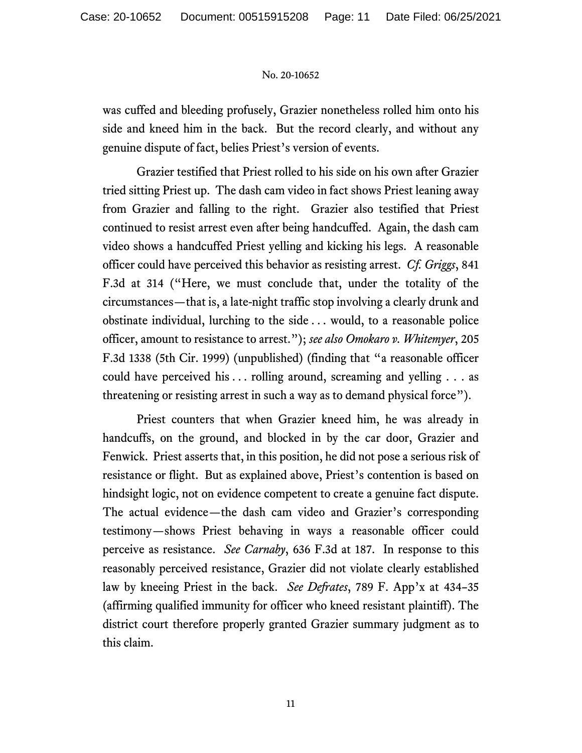was cuffed and bleeding profusely, Grazier nonetheless rolled him onto his side and kneed him in the back. But the record clearly, and without any genuine dispute of fact, belies Priest's version of events.

Grazier testified that Priest rolled to his side on his own after Grazier tried sitting Priest up. The dash cam video in fact shows Priest leaning away from Grazier and falling to the right. Grazier also testified that Priest continued to resist arrest even after being handcuffed. Again, the dash cam video shows a handcuffed Priest yelling and kicking his legs. A reasonable officer could have perceived this behavior as resisting arrest. *Cf. Griggs*, 841 F.3d at 314 ("Here, we must conclude that, under the totality of the circumstances—that is, a late-night traffic stop involving a clearly drunk and obstinate individual, lurching to the side . . . would, to a reasonable police officer, amount to resistance to arrest."); *see also Omokaro v. Whitemyer*, 205 F.3d 1338 (5th Cir. 1999) (unpublished) (finding that "a reasonable officer could have perceived his . . . rolling around, screaming and yelling . . . as threatening or resisting arrest in such a way as to demand physical force").

Priest counters that when Grazier kneed him, he was already in handcuffs, on the ground, and blocked in by the car door, Grazier and Fenwick. Priest asserts that, in this position, he did not pose a serious risk of resistance or flight. But as explained above, Priest's contention is based on hindsight logic, not on evidence competent to create a genuine fact dispute. The actual evidence—the dash cam video and Grazier's corresponding testimony—shows Priest behaving in ways a reasonable officer could perceive as resistance. *See Carnaby*, 636 F.3d at 187. In response to this reasonably perceived resistance, Grazier did not violate clearly established law by kneeing Priest in the back. *See Defrates*, 789 F. App'x at 434–35 (affirming qualified immunity for officer who kneed resistant plaintiff). The district court therefore properly granted Grazier summary judgment as to this claim.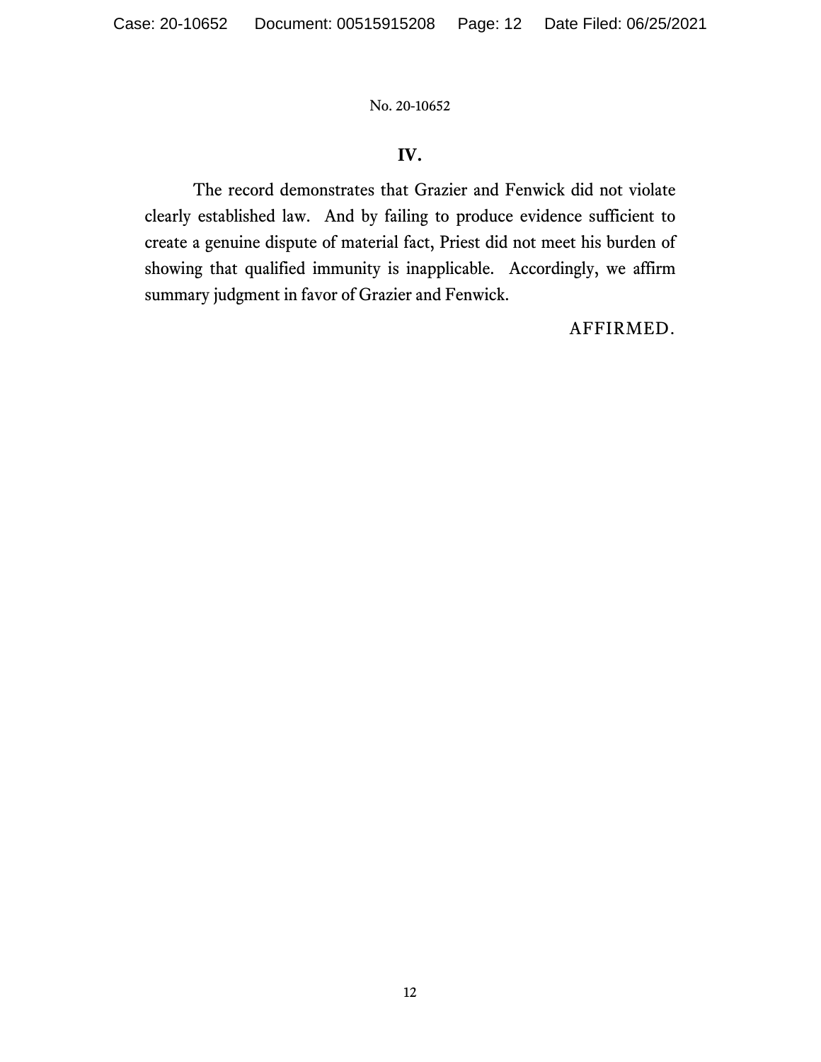## IV.

The record demonstrates that Grazier and Fenwick did not violate clearly established law. And by failing to produce evidence sufficient to create a genuine dispute of material fact, Priest did not meet his burden of showing that qualified immunity is inapplicable. Accordingly, we affirm summary judgment in favor of Grazier and Fenwick.

AFFIRMED.